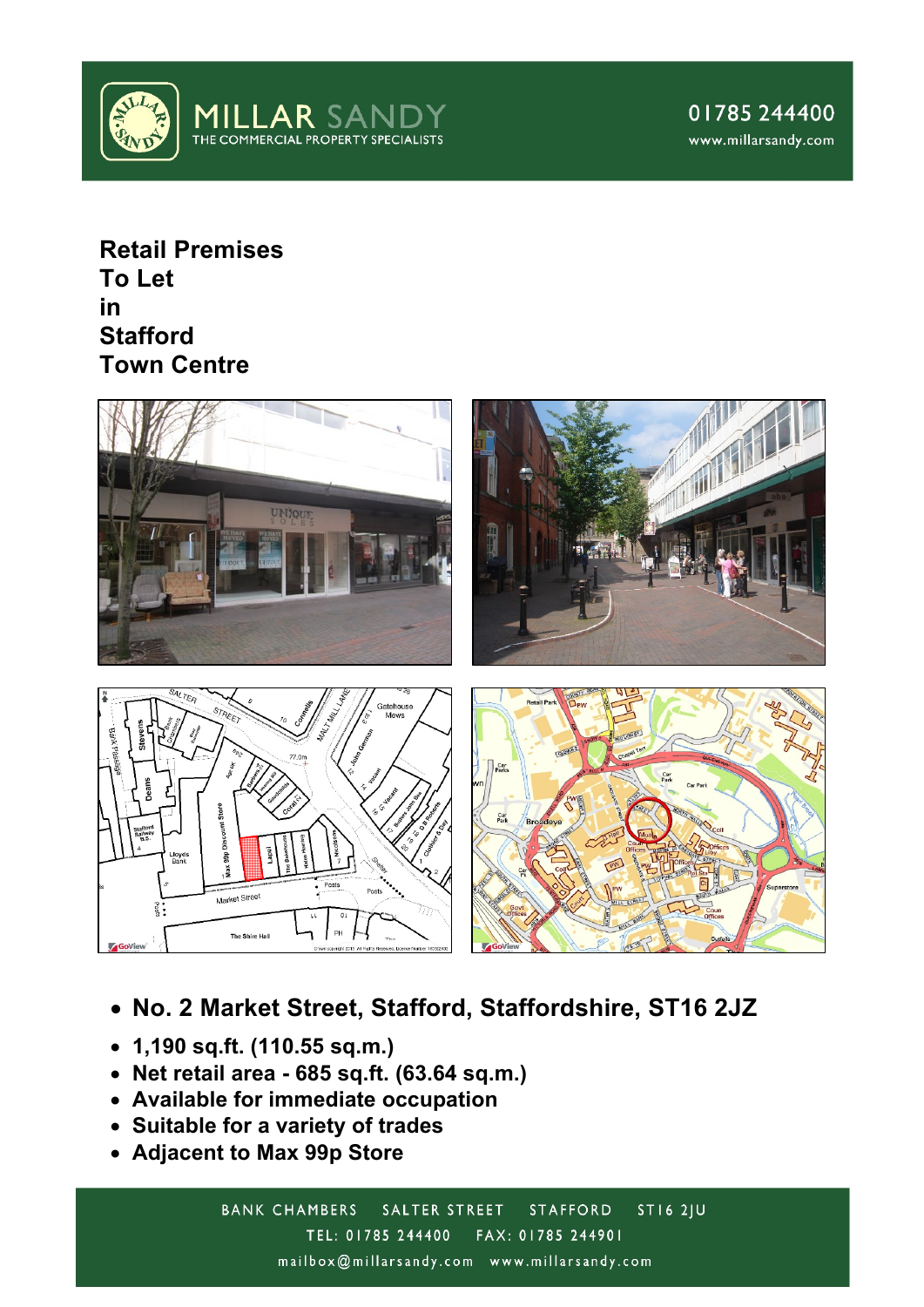MILLAR SANDY
THE COMMERCIAL PROPERTY SPECIALISTS

01785 244400
www.millarsandy.com

# Retail Premises To Let in Stafford Town Centre

- **No. 2 Market Street, Stafford, Staffordshire, ST16 2JZ**
- **1,190 sq.ft. (110.55 sq.m.)**
- **Net retail area - 685 sq.ft. (63.64 sq.m.)**
- **Available for immediate occupation**
- **Suitable for a variety of trades**
- **Adjacent to Max 99p Store**

BANK CHAMBERS SALTER STREET STAFFORD ST16 2JU
TEL: 01785 244400 FAX: 01785 244901
mailbox@millarsandy.com www.millarsandy.com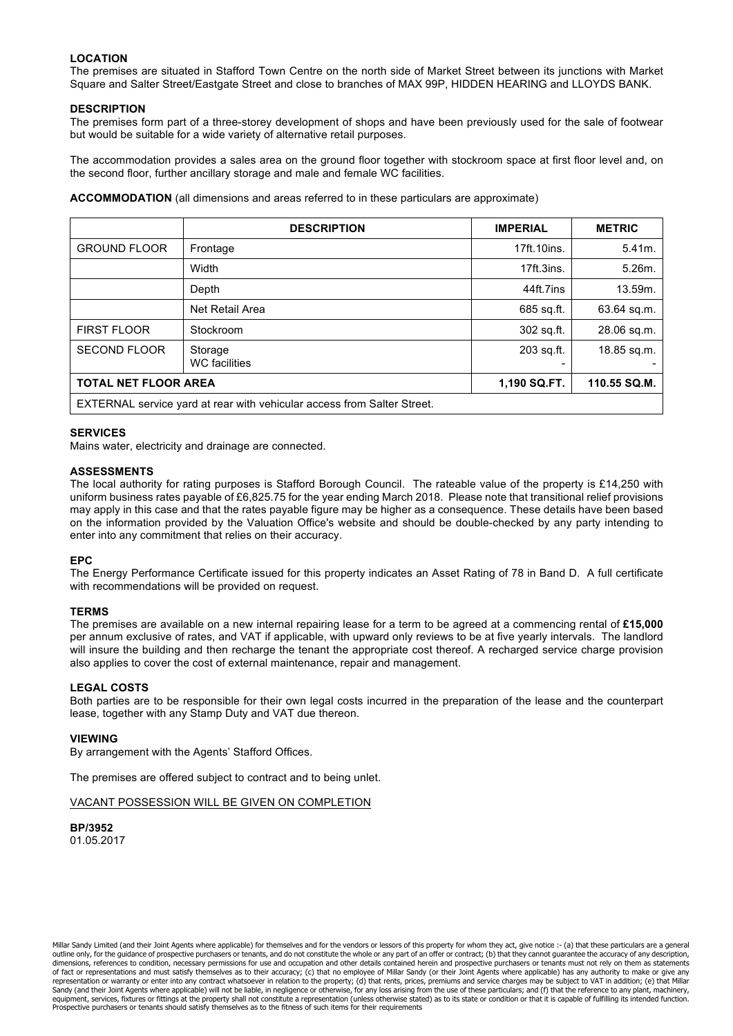**LOCATION**

The premises are situated in Stafford Town Centre on the north side of Market Street between its junctions with Market Square and Salter Street/Eastgate Street and close to branches of MAX 99P, HIDDEN HEARING and LLOYDS BANK.

**DESCRIPTION**

The premises form part of a three-storey development of shops and have been previously used for the sale of footwear but would be suitable for a wide variety of alternative retail purposes.

The accommodation provides a sales area on the ground floor together with stockroom space at first floor level and, on the second floor, further ancillary storage and male and female WC facilities.

**ACCOMMODATION** (all dimensions and areas referred to in these particulars are approximate)

| | DESCRIPTION | IMPERIAL | METRIC |
|---|---|---|---|
| GROUND FLOOR | Frontage | 17ft.10ins. | 5.41m. |
| | Width | 17ft.3ins. | 5.26m. |
| | Depth | 44ft.7ins | 13.59m. |
| | Net Retail Area | 685 sq.ft. | 63.64 sq.m. |
| FIRST FLOOR | Stockroom | 302 sq.ft. | 28.06 sq.m. |
| SECOND FLOOR | Storage<br>WC facilities | 203 sq.ft.<br>- | 18.85 sq.m.<br>- |
| **TOTAL NET FLOOR AREA** | | **1,190 SQ.FT.** | **110.55 SQ.M.** |
| EXTERNAL service yard at rear with vehicular access from Salter Street. | | | |

**SERVICES**

Mains water, electricity and drainage are connected.

**ASSESSMENTS**

The local authority for rating purposes is Stafford Borough Council. The rateable value of the property is £14,250 with uniform business rates payable of £6,825.75 for the year ending March 2018. Please note that transitional relief provisions may apply in this case and that the rates payable figure may be higher as a consequence. These details have been based on the information provided by the Valuation Office's website and should be double-checked by any party intending to enter into any commitment that relies on their accuracy.

**EPC**

The Energy Performance Certificate issued for this property indicates an Asset Rating of 78 in Band D. A full certificate with recommendations will be provided on request.

**TERMS**

The premises are available on a new internal repairing lease for a term to be agreed at a commencing rental of **£15,000** per annum exclusive of rates, and VAT if applicable, with upward only reviews to be at five yearly intervals. The landlord will insure the building and then recharge the tenant the appropriate cost thereof. A recharged service charge provision also applies to cover the cost of external maintenance, repair and management.

**LEGAL COSTS**

Both parties are to be responsible for their own legal costs incurred in the preparation of the lease and the counterpart lease, together with any Stamp Duty and VAT due thereon.

**VIEWING**

By arrangement with the Agents' Stafford Offices.

The premises are offered subject to contract and to being unlet.

VACANT POSSESSION WILL BE GIVEN ON COMPLETION

**BP/3952**
01.05.2017

Millar Sandy Limited (and their Joint Agents where applicable) for themselves and for the vendors or lessors of this property for whom they act, give notice :- (a) that these particulars are a general outline only, for the guidance of prospective purchasers or tenants, and do not constitute the whole or any part of an offer or contract; (b) that they cannot guarantee the accuracy of any description, dimensions, references to condition, necessary permissions for use and occupation and other details contained herein and prospective purchasers or tenants must not rely on them as statements of fact or representations and must satisfy themselves as to their accuracy; (c) that no employee of Millar Sandy (or their Joint Agents where applicable) has any authority to make or give any representation or warranty or enter into any contract whatsoever in relation to the property; (d) that rents, prices, premiums and service charges may be subject to VAT in addition; (e) that Millar Sandy (and their Joint Agents where applicable) will not be liable, in negligence or otherwise, for any loss arising from the use of these particulars; and (f) that the reference to any plant, machinery, equipment, services, fixtures or fittings at the property shall not constitute a representation (unless otherwise stated) as to its state or condition or that it is capable of fulfilling its intended function. Prospective purchasers or tenants should satisfy themselves as to the fitness of such items for their requirements